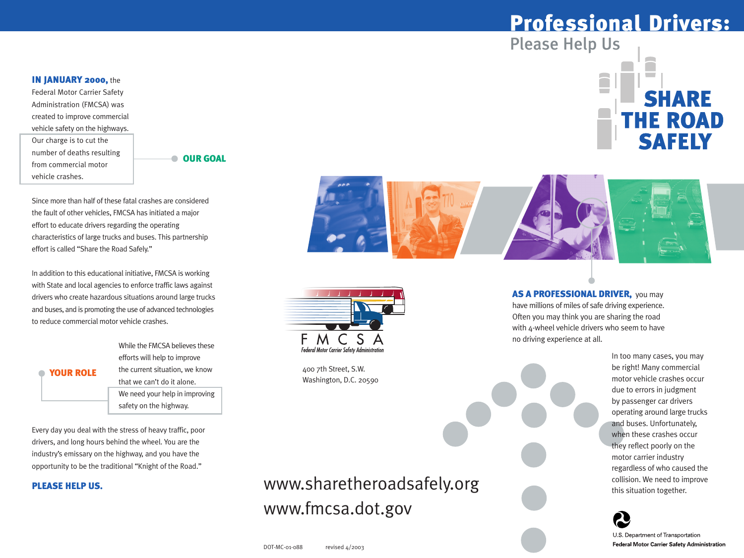# Professional Drivers:

## Please Help Us

# SHARE THE ROAD SAFELY

**IN JANUARY 2000,** the Federal Motor Carrier Safety Administration (FMCSA) was created to improve commercial vehicle safety on the highways.

**OUR GOAL**

Our charge is to cut the number of deaths resulting from commercial motor vehicle crashes.

Since more than half of these fatal crashes are considered the fault of other vehicles, FMCSA has initiated a major effort to educate drivers regarding the operating characteristics of large trucks and buses. This partnership effort is called "Share the Road Safely."

In addition to this educational initiative, FMCSA is working with State and local agencies to enforce traffic laws against drivers who create hazardous situations around large trucks and buses, and is promoting the use of advanced technologies to reduce commercial motor vehicle crashes.

**YOUR ROLE**

While the FMCSA believes these efforts will help to improve the current situation, we know that we can't do it alone. We need your help in improving safety on the highway.

Every day you deal with the stress of heavy traffic, poor drivers, and long hours behind the wheel. You are the industry's emissary on the highway, and you have the opportunity to be the traditional "Knight of the Road."

**PLEASE HELP US.**

FMCSA
Federal Motor Carrier Safety Administration

400 7th Street, S.W.
Washington, D.C. 20590

www.sharetheroadsafely.org
www.fmcsa.dot.gov

DOT-MC-01-088 revised 4/2003

**AS A PROFESSIONAL DRIVER,** you may have millions of miles of safe driving experience. Often you may think you are sharing the road with 4-wheel vehicle drivers who seem to have no driving experience at all.

In too many cases, you may be right! Many commercial motor vehicle crashes occur due to errors in judgment by passenger car drivers operating around large trucks and buses. Unfortunately, when these crashes occur they reflect poorly on the motor carrier industry regardless of who caused the collision. We need to improve this situation together.

U.S. Department of Transportation
**Federal Motor Carrier Safety Administration**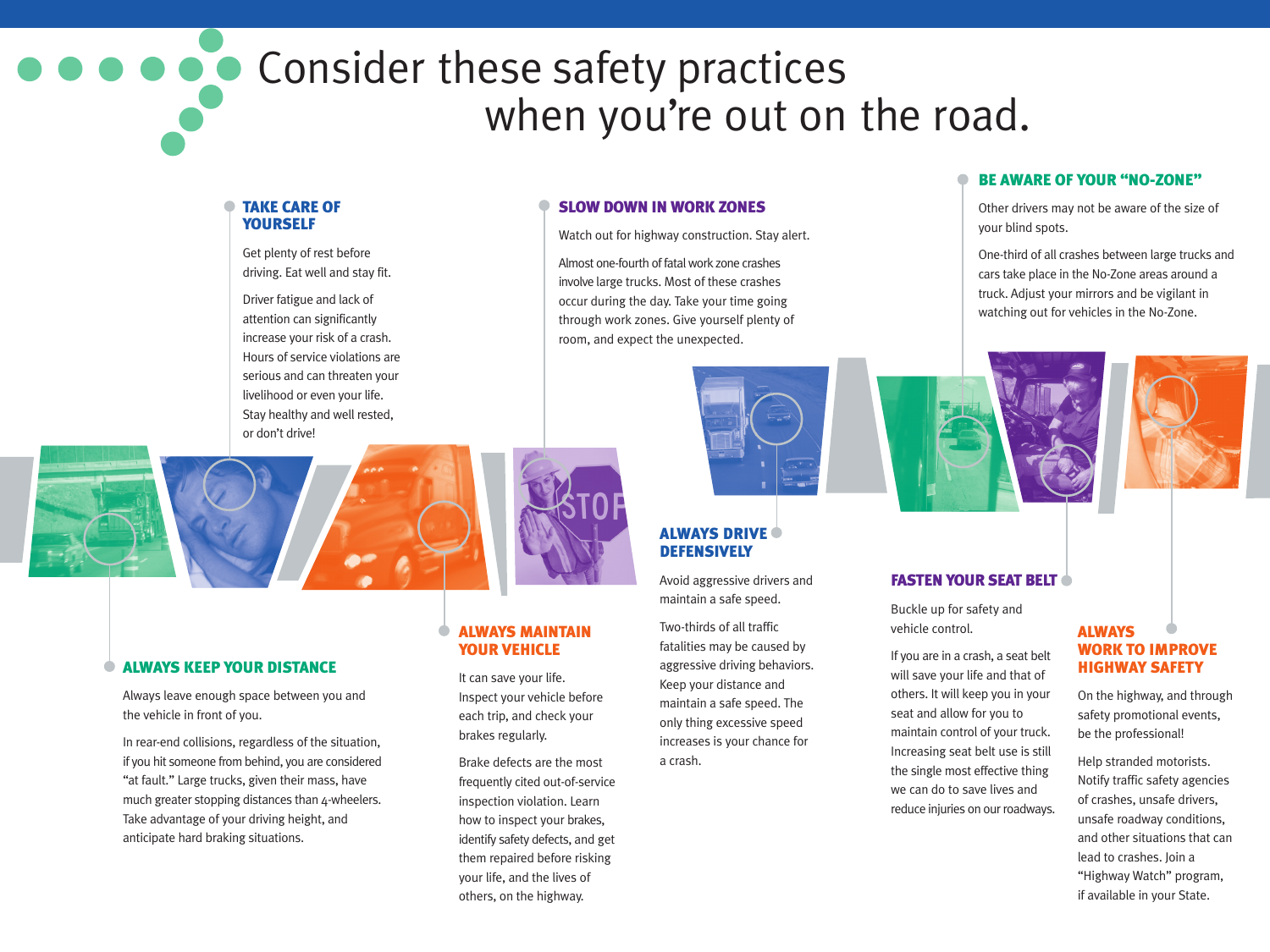# Consider these safety practices when you're out on the road.

### TAKE CARE OF YOURSELF

Get plenty of rest before driving. Eat well and stay fit.

Driver fatigue and lack of attention can significantly increase your risk of a crash. Hours of service violations are serious and can threaten your livelihood or even your life. Stay healthy and well rested, or don't drive!

### SLOW DOWN IN WORK ZONES

Watch out for highway construction. Stay alert.

Almost one-fourth of fatal work zone crashes involve large trucks. Most of these crashes occur during the day. Take your time going through work zones. Give yourself plenty of room, and expect the unexpected.

### BE AWARE OF YOUR "NO-ZONE"

Other drivers may not be aware of the size of your blind spots.

One-third of all crashes between large trucks and cars take place in the No-Zone areas around a truck. Adjust your mirrors and be vigilant in watching out for vehicles in the No-Zone.

### ALWAYS KEEP YOUR DISTANCE

Always leave enough space between you and the vehicle in front of you.

In rear-end collisions, regardless of the situation, if you hit someone from behind, you are considered "at fault." Large trucks, given their mass, have much greater stopping distances than 4-wheelers. Take advantage of your driving height, and anticipate hard braking situations.

### ALWAYS MAINTAIN YOUR VEHICLE

It can save your life. Inspect your vehicle before each trip, and check your brakes regularly.

Brake defects are the most frequently cited out-of-service inspection violation. Learn how to inspect your brakes, identify safety defects, and get them repaired before risking your life, and the lives of others, on the highway.

### ALWAYS DRIVE DEFENSIVELY

Avoid aggressive drivers and maintain a safe speed.

Two-thirds of all traffic fatalities may be caused by aggressive driving behaviors. Keep your distance and maintain a safe speed. The only thing excessive speed increases is your chance for a crash.

### FASTEN YOUR SEAT BELT

Buckle up for safety and vehicle control.

If you are in a crash, a seat belt will save your life and that of others. It will keep you in your seat and allow for you to maintain control of your truck. Increasing seat belt use is still the single most effective thing we can do to save lives and reduce injuries on our roadways.

### ALWAYS WORK TO IMPROVE HIGHWAY SAFETY

On the highway, and through safety promotional events, be the professional!

Help stranded motorists. Notify traffic safety agencies of crashes, unsafe drivers, unsafe roadway conditions, and other situations that can lead to crashes. Join a "Highway Watch" program, if available in your State.